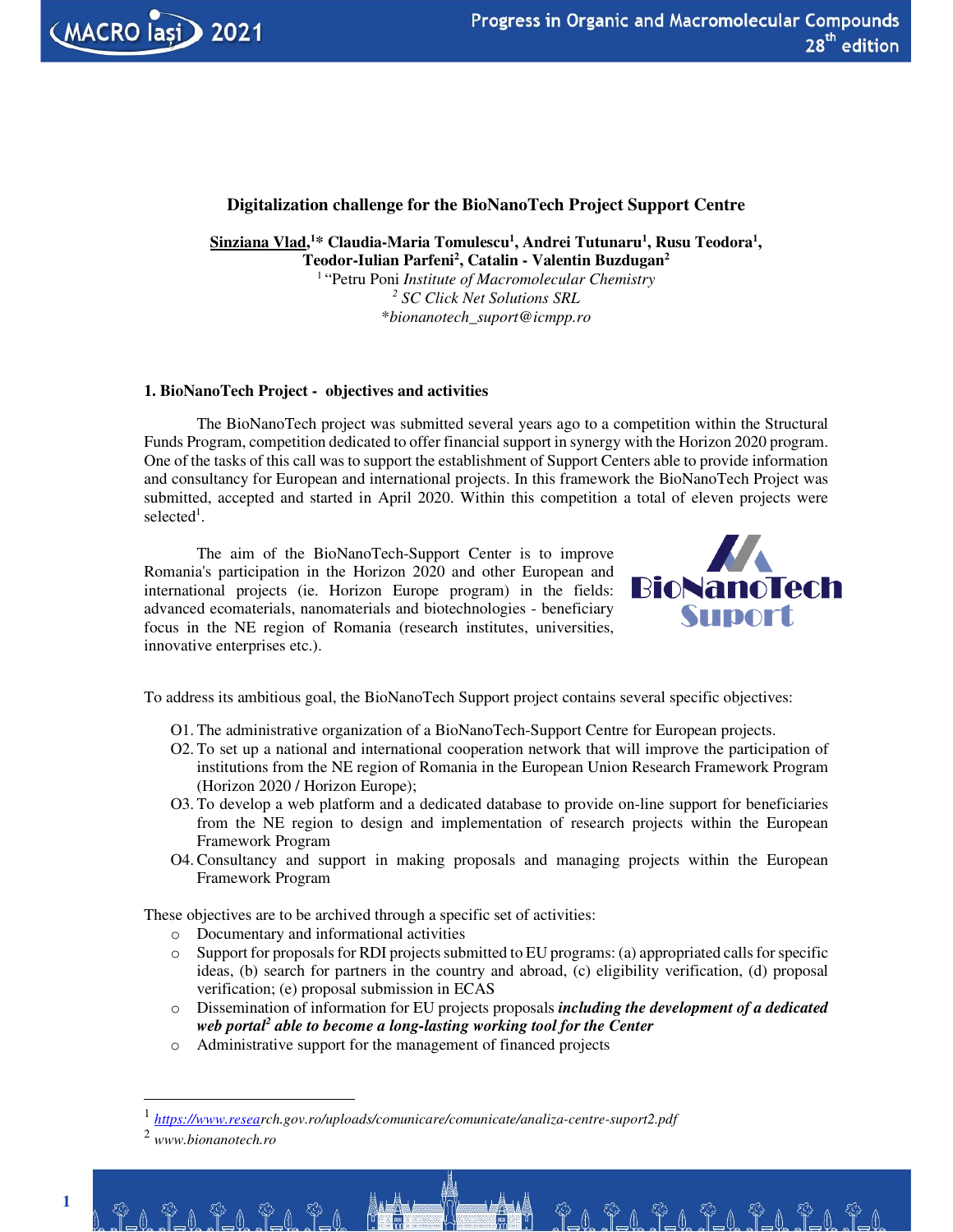# Digitalization challenge for the BioNanoTech Project Support Centre

**Sinziana Vlad,[1]* Claudia-Maria Tomulescu[1], Andrei Tutunaru[1], Rusu Teodora[1], Teodor-Iulian Parfeni[2], Catalin - Valentin Buzdugan[2]**

[1] "Petru Poni *Institute of Macromolecular Chemistry*

[2] *SC Click Net Solutions SRL*

*\*bionanotech_suport@icmpp.ro*

## 1. BioNanoTech Project - objectives and activities

The BioNanoTech project was submitted several years ago to a competition within the Structural Funds Program, competition dedicated to offer financial support in synergy with the Horizon 2020 program. One of the tasks of this call was to support the establishment of Support Centers able to provide information and consultancy for European and international projects. In this framework the BioNanoTech Project was submitted, accepted and started in April 2020. Within this competition a total of eleven projects were selected[1].

The aim of the BioNanoTech-Support Center is to improve Romania's participation in the Horizon 2020 and other European and international projects (ie. Horizon Europe program) in the fields: advanced ecomaterials, nanomaterials and biotechnologies - beneficiary focus in the NE region of Romania (research institutes, universities, innovative enterprises etc.).

To address its ambitious goal, the BioNanoTech Support project contains several specific objectives:

- O1. The administrative organization of a BioNanoTech-Support Centre for European projects.
- O2. To set up a national and international cooperation network that will improve the participation of institutions from the NE region of Romania in the European Union Research Framework Program (Horizon 2020 / Horizon Europe);
- O3. To develop a web platform and a dedicated database to provide on-line support for beneficiaries from the NE region to design and implementation of research projects within the European Framework Program
- O4. Consultancy and support in making proposals and managing projects within the European Framework Program

These objectives are to be archived through a specific set of activities:

- Documentary and informational activities
- Support for proposals for RDI projects submitted to EU programs: (a) appropriated calls for specific ideas, (b) search for partners in the country and abroad, (c) eligibility verification, (d) proposal verification; (e) proposal submission in ECAS
- Dissemination of information for EU projects proposals ***including the development of a dedicated web portal[2] able to become a long-lasting working tool for the Center***
- Administrative support for the management of financed projects

---

[1] *https://www.research.gov.ro/uploads/comunicare/comunicate/analiza-centre-suport2.pdf*

[2] *www.bionanotech.ro*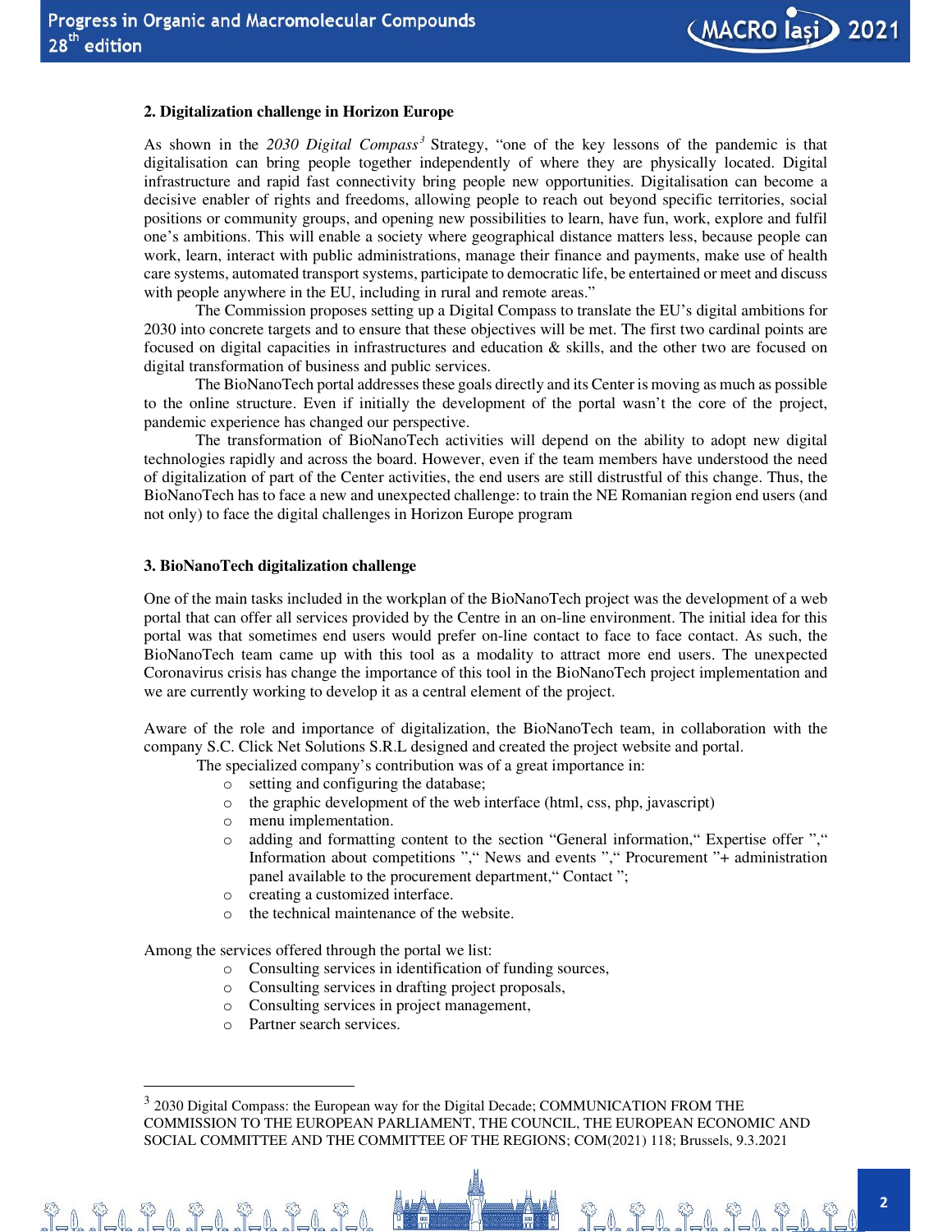## 2. Digitalization challenge in Horizon Europe

As shown in the *2030 Digital Compass*[3] Strategy, "one of the key lessons of the pandemic is that digitalisation can bring people together independently of where they are physically located. Digital infrastructure and rapid fast connectivity bring people new opportunities. Digitalisation can become a decisive enabler of rights and freedoms, allowing people to reach out beyond specific territories, social positions or community groups, and opening new possibilities to learn, have fun, work, explore and fulfil one's ambitions. This will enable a society where geographical distance matters less, because people can work, learn, interact with public administrations, manage their finance and payments, make use of health care systems, automated transport systems, participate to democratic life, be entertained or meet and discuss with people anywhere in the EU, including in rural and remote areas."

The Commission proposes setting up a Digital Compass to translate the EU's digital ambitions for 2030 into concrete targets and to ensure that these objectives will be met. The first two cardinal points are focused on digital capacities in infrastructures and education & skills, and the other two are focused on digital transformation of business and public services.

The BioNanoTech portal addresses these goals directly and its Center is moving as much as possible to the online structure. Even if initially the development of the portal wasn't the core of the project, pandemic experience has changed our perspective.

The transformation of BioNanoTech activities will depend on the ability to adopt new digital technologies rapidly and across the board. However, even if the team members have understood the need of digitalization of part of the Center activities, the end users are still distrustful of this change. Thus, the BioNanoTech has to face a new and unexpected challenge: to train the NE Romanian region end users (and not only) to face the digital challenges in Horizon Europe program

## 3. BioNanoTech digitalization challenge

One of the main tasks included in the workplan of the BioNanoTech project was the development of a web portal that can offer all services provided by the Centre in an on-line environment. The initial idea for this portal was that sometimes end users would prefer on-line contact to face to face contact. As such, the BioNanoTech team came up with this tool as a modality to attract more end users. The unexpected Coronavirus crisis has change the importance of this tool in the BioNanoTech project implementation and we are currently working to develop it as a central element of the project.

Aware of the role and importance of digitalization, the BioNanoTech team, in collaboration with the company S.C. Click Net Solutions S.R.L designed and created the project website and portal.

The specialized company's contribution was of a great importance in:

- setting and configuring the database;
- the graphic development of the web interface (html, css, php, javascript)
- menu implementation.
- adding and formatting content to the section "General information," Expertise offer "," Information about competitions "," News and events "," Procurement "+ administration panel available to the procurement department," Contact ";
- creating a customized interface.
- the technical maintenance of the website.

Among the services offered through the portal we list:

- Consulting services in identification of funding sources,
- Consulting services in drafting project proposals,
- Consulting services in project management,
- Partner search services.

---

[3] 2030 Digital Compass: the European way for the Digital Decade; COMMUNICATION FROM THE COMMISSION TO THE EUROPEAN PARLIAMENT, THE COUNCIL, THE EUROPEAN ECONOMIC AND SOCIAL COMMITTEE AND THE COMMITTEE OF THE REGIONS; COM(2021) 118; Brussels, 9.3.2021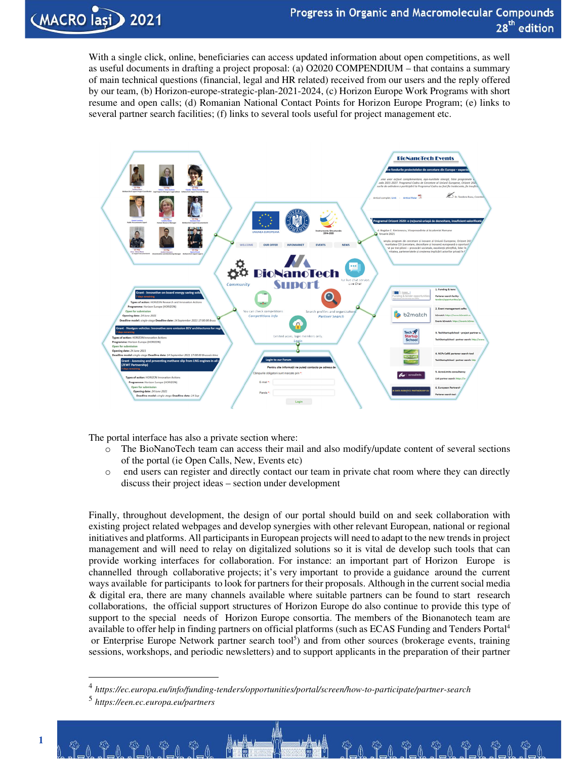With a single click, online, beneficiaries can access updated information about open competitions, as well as useful documents in drafting a project proposal: (a) O2020 COMPENDIUM – that contains a summary of main technical questions (financial, legal and HR related) received from our users and the reply offered by our team, (b) Horizon-europe-strategic-plan-2021-2024, (c) Horizon Europe Work Programs with short resume and open calls; (d) Romanian National Contact Points for Horizon Europe Program; (e) links to several partner search facilities; (f) links to several tools useful for project management etc.

The portal interface has also a private section where:

- The BioNanoTech team can access their mail and also modify/update content of several sections of the portal (ie Open Calls, New, Events etc)
- end users can register and directly contact our team in private chat room where they can directly discuss their project ideas – section under development

Finally, throughout development, the design of our portal should build on and seek collaboration with existing project related webpages and develop synergies with other relevant European, national or regional initiatives and platforms. All participants in European projects will need to adapt to the new trends in project management and will need to relay on digitalized solutions so it is vital de develop such tools that can provide working interfaces for collaboration. For instance: an important part of Horizon Europe is channelled through collaborative projects; it's very important to provide a guidance around the current ways available for participants to look for partners for their proposals. Although in the current social media & digital era, there are many channels available where suitable partners can be found to start research collaborations, the official support structures of Horizon Europe do also continue to provide this type of support to the special needs of Horizon Europe consortia. The members of the Bionanotech team are available to offer help in finding partners on official platforms (such as ECAS Funding and Tenders Portal[4] or Enterprise Europe Network partner search tool[5]) and from other sources (brokerage events, training sessions, workshops, and periodic newsletters) and to support applicants in the preparation of their partner

---

[4] *https://ec.europa.eu/info/funding-tenders/opportunities/portal/screen/how-to-participate/partner-search*

[5] *https://een.ec.europa.eu/partners*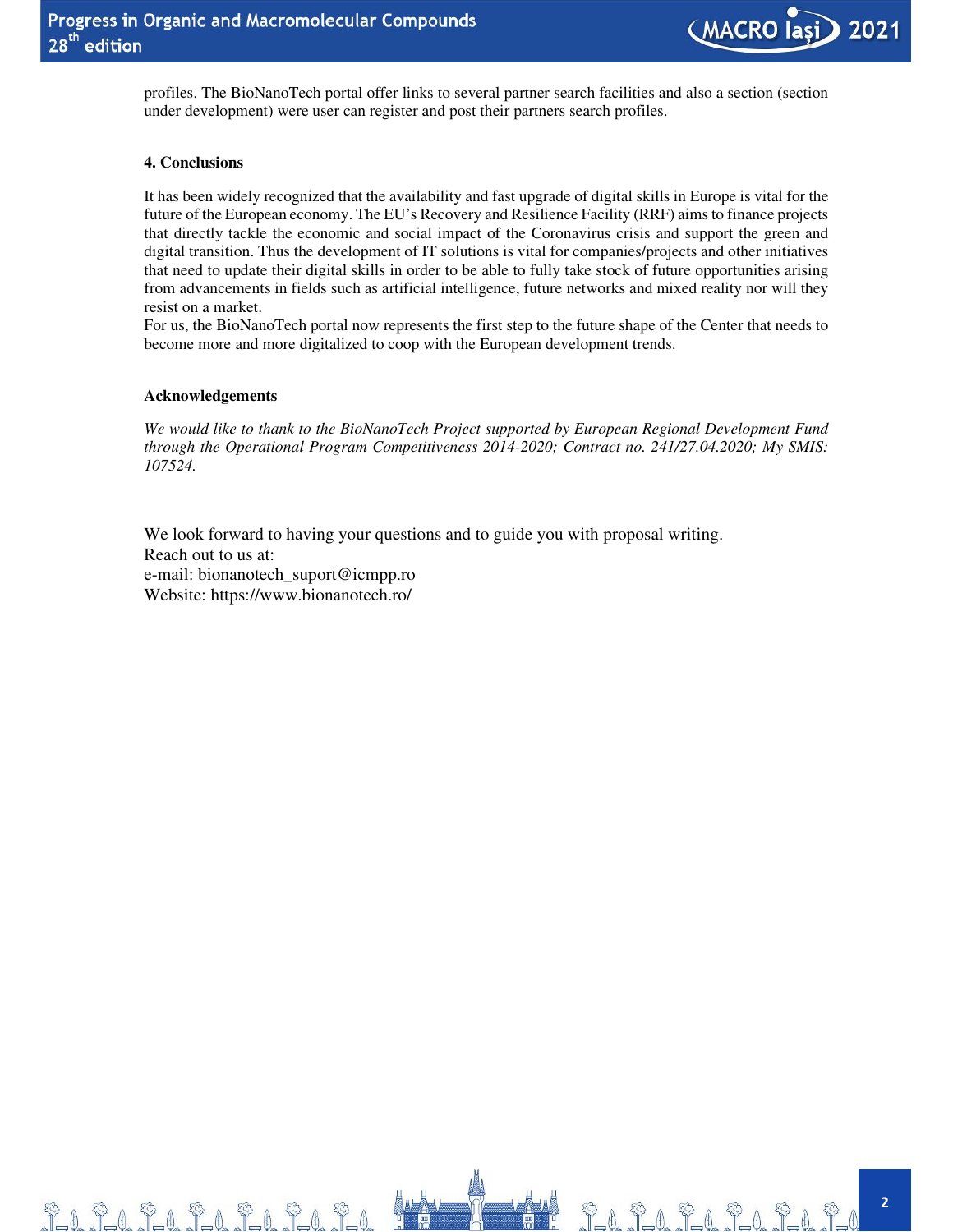profiles. The BioNanoTech portal offer links to several partner search facilities and also a section (section under development) were user can register and post their partners search profiles.

## 4. Conclusions

It has been widely recognized that the availability and fast upgrade of digital skills in Europe is vital for the future of the European economy. The EU's Recovery and Resilience Facility (RRF) aims to finance projects that directly tackle the economic and social impact of the Coronavirus crisis and support the green and digital transition. Thus the development of IT solutions is vital for companies/projects and other initiatives that need to update their digital skills in order to be able to fully take stock of future opportunities arising from advancements in fields such as artificial intelligence, future networks and mixed reality nor will they resist on a market.

For us, the BioNanoTech portal now represents the first step to the future shape of the Center that needs to become more and more digitalized to coop with the European development trends.

## Acknowledgements

*We would like to thank to the BioNanoTech Project supported by European Regional Development Fund through the Operational Program Competitiveness 2014-2020; Contract no. 241/27.04.2020; My SMIS: 107524.*

We look forward to having your questions and to guide you with proposal writing.
Reach out to us at:
e-mail: bionanotech_suport@icmpp.ro
Website: https://www.bionanotech.ro/